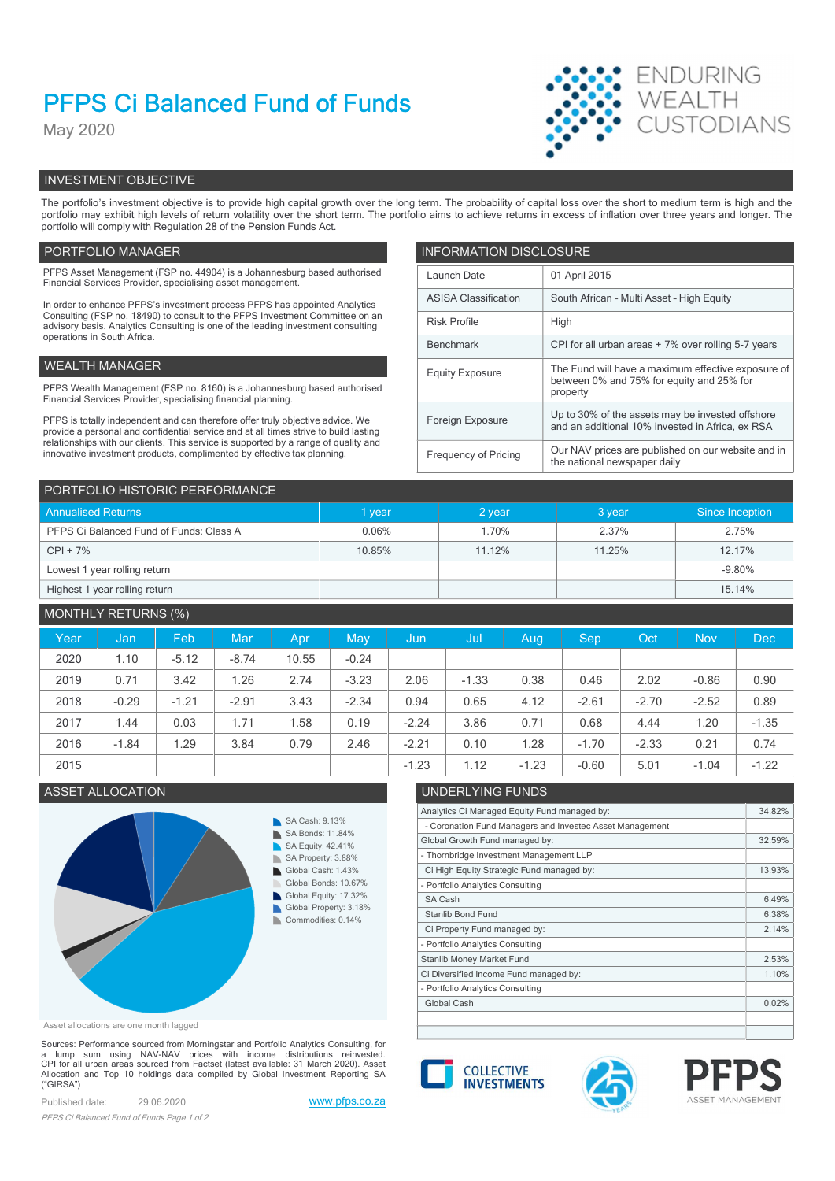# PFPS Ci Balanced Fund of Funds

May 2020

ENDURING WEALTH CUSTODIANS

## INVESTMENT OBJECTIVE

The portfolio's investment objective is to provide high capital growth over the long term. The probability of capital loss over the short to medium term is high and the portfolio may exhibit high levels of return volatility over the short term. The portfolio aims to achieve returns in excess of inflation over three years and longer. The portfolio will comply with Regulation 28 of the Pension Funds Act.

## PORTFOLIO MANAGER

PFPS Asset Management (FSP no. 44904) is a Johannesburg based authorised Financial Services Provider, specialising asset management.

In order to enhance PFPS's investment process PFPS has appointed Analytics Consulting (FSP no. 18490) to consult to the PFPS Investment Committee on an advisory basis. Analytics Consulting is one of the leading investment consulting operations in South Africa.

## WEALTH MANAGER

PFPS Wealth Management (FSP no. 8160) is a Johannesburg based authorised Financial Services Provider, specialising financial planning.

PFPS is totally independent and can therefore offer truly objective advice. We provide a personal and confidential service and at all times strive to build lasting relationships with our clients. This service is supported by a range of quality and innovative investment products, complimented by effective tax planning.

## INFORMATION DISCLOSURE

| | |
|---|---|
| Launch Date | 01 April 2015 |
| ASISA Classification | South African - Multi Asset - High Equity |
| Risk Profile | High |
| Benchmark | CPI for all urban areas + 7% over rolling 5-7 years |
| Equity Exposure | The Fund will have a maximum effective exposure of between 0% and 75% for equity and 25% for property |
| Foreign Exposure | Up to 30% of the assets may be invested offshore and an additional 10% invested in Africa, ex RSA |
| Frequency of Pricing | Our NAV prices are published on our website and in the national newspaper daily |

## PORTFOLIO HISTORIC PERFORMANCE

| Annualised Returns | 1 year | 2 year | 3 year | Since Inception |
|---|---|---|---|---|
| PFPS Ci Balanced Fund of Funds: Class A | 0.06% | 1.70% | 2.37% | 2.75% |
| CPI + 7% | 10.85% | 11.12% | 11.25% | 12.17% |
| Lowest 1 year rolling return | | | | -9.80% |
| Highest 1 year rolling return | | | | 15.14% |

## MONTHLY RETURNS (%)

| Year | Jan | Feb | Mar | Apr | May | Jun | Jul | Aug | Sep | Oct | Nov | Dec |
|---|---|---|---|---|---|---|---|---|---|---|---|---|
| 2020 | 1.10 | -5.12 | -8.74 | 10.55 | -0.24 | | | | | | | |
| 2019 | 0.71 | 3.42 | 1.26 | 2.74 | -3.23 | 2.06 | -1.33 | 0.38 | 0.46 | 2.02 | -0.86 | 0.90 |
| 2018 | -0.29 | -1.21 | -2.91 | 3.43 | -2.34 | 0.94 | 0.65 | 4.12 | -2.61 | -2.70 | -2.52 | 0.89 |
| 2017 | 1.44 | 0.03 | 1.71 | 1.58 | 0.19 | -2.24 | 3.86 | 0.71 | 0.68 | 4.44 | 1.20 | -1.35 |
| 2016 | -1.84 | 1.29 | 3.84 | 0.79 | 2.46 | -2.21 | 0.10 | 1.28 | -1.70 | -2.33 | 0.21 | 0.74 |
| 2015 | | | | | | -1.23 | 1.12 | -1.23 | -0.60 | 5.01 | -1.04 | -1.22 |

## ASSET ALLOCATION

- SA Cash: 9.13%
- SA Bonds: 11.84%
- SA Equity: 42.41%
- SA Property: 3.88%
- Global Cash: 1.43%
- Global Bonds: 10.67%
- Global Equity: 17.32%
- Global Property: 3.18%
- Commodities: 0.14%

Asset allocations are one month lagged

## UNDERLYING FUNDS

| | |
|---|---|
| Analytics Ci Managed Equity Fund managed by: | 34.82% |
| - Coronation Fund Managers and Investec Asset Management | |
| Global Growth Fund managed by: | 32.59% |
| - Thornbridge Investment Management LLP | |
| Ci High Equity Strategic Fund managed by: | 13.93% |
| - Portfolio Analytics Consulting | |
| SA Cash | 6.49% |
| Stanlib Bond Fund | 6.38% |
| Ci Property Fund managed by: | 2.14% |
| - Portfolio Analytics Consulting | |
| Stanlib Money Market Fund | 2.53% |
| Ci Diversified Income Fund managed by: | 1.10% |
| - Portfolio Analytics Consulting | |
| Global Cash | 0.02% |

Sources: Performance sourced from Morningstar and Portfolio Analytics Consulting, for a lump sum using NAV-NAV prices with income distributions reinvested. CPI for all urban areas sourced from Factset (latest available: 31 March 2020). Asset Allocation and Top 10 holdings data compiled by Global Investment Reporting SA ("GIRSA")

Published date: 29.06.2020

www.pfps.co.za

COLLECTIVE INVESTMENTS

PFPS ASSET MANAGEMENT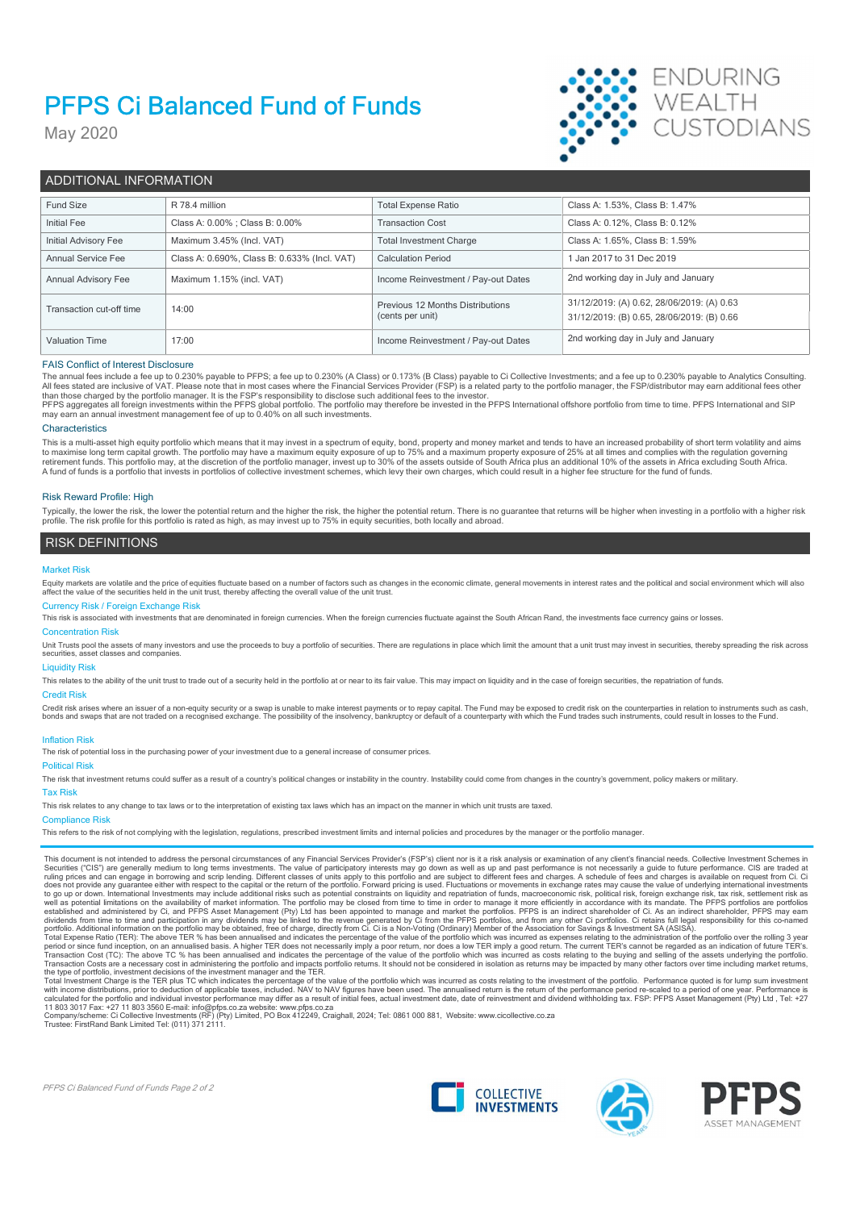# PFPS Ci Balanced Fund of Funds

May 2020

ENDURING WEALTH CUSTODIANS

## ADDITIONAL INFORMATION

| | | | |
|---|---|---|---|
| Fund Size | R 78.4 million | Total Expense Ratio | Class A: 1.53%, Class B: 1.47% |
| Initial Fee | Class A: 0.00% ; Class B: 0.00% | Transaction Cost | Class A: 0.12%, Class B: 0.12% |
| Initial Advisory Fee | Maximum 3.45% (Incl. VAT) | Total Investment Charge | Class A: 1.65%, Class B: 1.59% |
| Annual Service Fee | Class A: 0.690%, Class B: 0.633% (Incl. VAT) | Calculation Period | 1 Jan 2017 to 31 Dec 2019 |
| Annual Advisory Fee | Maximum 1.15% (incl. VAT) | Income Reinvestment / Pay-out Dates | 2nd working day in July and January |
| Transaction cut-off time | 14:00 | Previous 12 Months Distributions (cents per unit) | 31/12/2019: (A) 0.62, 28/06/2019: (A) 0.63<br>31/12/2019: (B) 0.65, 28/06/2019: (B) 0.66 |
| Valuation Time | 17:00 | Income Reinvestment / Pay-out Dates | 2nd working day in July and January |

### FAIS Conflict of Interest Disclosure

The annual fees include a fee up to 0.230% payable to PFPS; a fee up to 0.230% (A Class) or 0.173% (B Class) payable to Ci Collective Investments; and a fee up to 0.230% payable to Analytics Consulting. All fees stated are inclusive of VAT. Please note that in most cases where the Financial Services Provider (FSP) is a related party to the portfolio manager, the FSP/distributor may earn additional fees other than those charged by the portfolio manager. It is the FSP's responsibility to disclose such additional fees to the investor.
PFPS aggregates all foreign investments within the PFPS global portfolio. The portfolio may therefore be invested in the PFPS International offshore portfolio from time to time. PFPS International and SIP may earn an annual investment management fee of up to 0.40% on all such investments.

### Characteristics

This is a multi-asset high equity portfolio which means that it may invest in a spectrum of equity, bond, property and money market and tends to have an increased probability of short term volatility and aims to maximise long term capital growth. The portfolio may have a maximum equity exposure of up to 75% and a maximum property exposure of 25% at all times and complies with the regulation governing retirement funds. This portfolio may, at the discretion of the portfolio manager, invest up to 30% of the assets outside of South Africa plus an additional 10% of the assets in Africa excluding South Africa.
A fund of funds is a portfolio that invests in portfolios of collective investment schemes, which levy their own charges, which could result in a higher fee structure for the fund of funds.

### Risk Reward Profile: High

Typically, the lower the risk, the lower the potential return and the higher the risk, the higher the potential return. There is no guarantee that returns will be higher when investing in a portfolio with a higher risk profile. The risk profile for this portfolio is rated as high, as may invest up to 75% in equity securities, both locally and abroad.

## RISK DEFINITIONS

### Market Risk

Equity markets are volatile and the price of equities fluctuate based on a number of factors such as changes in the economic climate, general movements in interest rates and the political and social environment which will also affect the value of the securities held in the unit trust, thereby affecting the overall value of the unit trust.

### Currency Risk / Foreign Exchange Risk

This risk is associated with investments that are denominated in foreign currencies. When the foreign currencies fluctuate against the South African Rand, the investments face currency gains or losses.

### Concentration Risk

Unit Trusts pool the assets of many investors and use the proceeds to buy a portfolio of securities. There are regulations in place which limit the amount that a unit trust may invest in securities, thereby spreading the risk across securities, asset classes and companies.

### Liquidity Risk

This relates to the ability of the unit trust to trade out of a security held in the portfolio at or near to its fair value. This may impact on liquidity and in the case of foreign securities, the repatriation of funds.

### Credit Risk

Credit risk arises where an issuer of a non-equity security or a swap is unable to make interest payments or to repay capital. The Fund may be exposed to credit risk on the counterparties in relation to instruments such as cash, bonds and swaps that are not traded on a recognised exchange. The possibility of the insolvency, bankruptcy or default of a counterparty with which the Fund trades such instruments, could result in losses to the Fund.

### Inflation Risk

The risk of potential loss in the purchasing power of your investment due to a general increase of consumer prices.

### Political Risk

The risk that investment returns could suffer as a result of a country's political changes or instability in the country. Instability could come from changes in the country's government, policy makers or military.

### Tax Risk

This risk relates to any change to tax laws or to the interpretation of existing tax laws which has an impact on the manner in which unit trusts are taxed.

### Compliance Risk

This refers to the risk of not complying with the legislation, regulations, prescribed investment limits and internal policies and procedures by the manager or the portfolio manager.

This document is not intended to address the personal circumstances of any Financial Services Provider's (FSP's) client nor is it a risk analysis or examination of any client's financial needs. Collective Investment Schemes in Securities ("CIS") are generally medium to long terms investments. The value of participatory interests may go down as well as up and past performance is not necessarily a guide to future performance. CIS are traded at ruling prices and can engage in borrowing and scrip lending. Different classes of units apply to this portfolio and are subject to different fees and charges. A schedule of fees and charges is available on request from Ci. Ci does not provide any guarantee either with respect to the capital or the return of the portfolio. Forward pricing is used. Fluctuations or movements in exchange rates may cause the value of underlying international investments to go up or down. International Investments may include additional risks such as potential constraints on liquidity and repatriation of funds, macroeconomic risk, political risk, foreign exchange risk, tax risk, settlement risk as well as potential limitations on the availability of market information. The portfolio may be closed from time to time in order to manage it more efficiently in accordance with its mandate. The PFPS portfolios are portfolios established and administered by Ci, and PFPS Asset Management (Pty) Ltd has been appointed to manage and market the portfolios. PFPS is an indirect shareholder of Ci. As an indirect shareholder, PFPS may earn dividends from time to time and participation in any dividends may be linked to the revenue generated by Ci from the PFPS portfolios, and from any other Ci portfolios. Ci retains full legal responsibility for this co-named portfolio. Additional information on the portfolio may be obtained, free of charge, directly from Ci. Ci is a Non-Voting (Ordinary) Member of the Association for Savings & Investment SA (ASISA).
Total Expense Ratio (TER): The above TER % has been annualised and indicates the percentage of the value of the portfolio which was incurred as expenses relating to the administration of the portfolio over the rolling 3 year period or since fund inception, on an annualised basis. A higher TER does not necessarily imply a poor return, nor does a low TER imply a good return. The current TER's cannot be regarded as an indication of future TER's. Transaction Cost (TC): The above TC % has been annualised and indicates the percentage of the value of the portfolio which was incurred as costs relating to the buying and selling of the assets underlying the portfolio. Transaction Costs are a necessary cost in administering the portfolio and impacts portfolio returns. It should not be considered in isolation as returns may be impacted by many other factors over time including market returns, the type of portfolio, investment decisions of the investment manager and the TER.
Total Investment Charge is the TER plus TC which indicates the percentage of the value of the portfolio which was incurred as costs relating to the investment of the portfolio. Performance quoted is for lump sum investment with income distributions, prior to deduction of applicable taxes, included. NAV to NAV figures have been used. The annualised return is the return of the performance period re-scaled to a period of one year. Performance is calculated for the portfolio and individual investor performance may differ as a result of initial fees, actual investment date, date of reinvestment and dividend withholding tax. FSP: PFPS Asset Management (Pty) Ltd , Tel: +27 11 803 3017 Fax: +27 11 803 3560 E-mail: info@pfps.co.za website: www.pfps.co.za
Company/scheme: Ci Collective Investments (RF) (Pty) Limited, PO Box 412249, Craighall, 2024; Tel: 0861 000 881, Website: www.cicollective.co.za
Trustee: FirstRand Bank Limited Tel: (011) 371 2111.

COLLECTIVE INVESTMENTS

PFPS ASSET MANAGEMENT